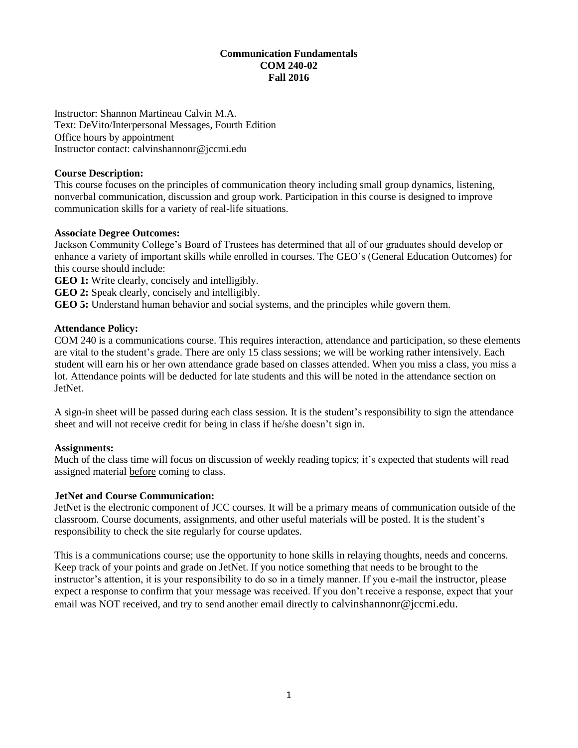# Communication Fundamentals
## COM 240-02
## Fall 2016

Instructor: Shannon Martineau Calvin M.A.
Text: DeVito/Interpersonal Messages, Fourth Edition
Office hours by appointment
Instructor contact: calvinshannonr@jccmi.edu

**Course Description:**
This course focuses on the principles of communication theory including small group dynamics, listening, nonverbal communication, discussion and group work. Participation in this course is designed to improve communication skills for a variety of real-life situations.

**Associate Degree Outcomes:**
Jackson Community College's Board of Trustees has determined that all of our graduates should develop or enhance a variety of important skills while enrolled in courses. The GEO's (General Education Outcomes) for this course should include:
**GEO 1:** Write clearly, concisely and intelligibly.
**GEO 2:** Speak clearly, concisely and intelligibly.
**GEO 5:** Understand human behavior and social systems, and the principles while govern them.

**Attendance Policy:**
COM 240 is a communications course. This requires interaction, attendance and participation, so these elements are vital to the student's grade. There are only 15 class sessions; we will be working rather intensively. Each student will earn his or her own attendance grade based on classes attended. When you miss a class, you miss a lot. Attendance points will be deducted for late students and this will be noted in the attendance section on JetNet.

A sign-in sheet will be passed during each class session. It is the student's responsibility to sign the attendance sheet and will not receive credit for being in class if he/she doesn't sign in.

**Assignments:**
Much of the class time will focus on discussion of weekly reading topics; it's expected that students will read assigned material <u>before</u> coming to class.

**JetNet and Course Communication:**
JetNet is the electronic component of JCC courses. It will be a primary means of communication outside of the classroom. Course documents, assignments, and other useful materials will be posted. It is the student's responsibility to check the site regularly for course updates.

This is a communications course; use the opportunity to hone skills in relaying thoughts, needs and concerns. Keep track of your points and grade on JetNet. If you notice something that needs to be brought to the instructor's attention, it is your responsibility to do so in a timely manner. If you e-mail the instructor, please expect a response to confirm that your message was received. If you don't receive a response, expect that your email was NOT received, and try to send another email directly to calvinshannonr@jccmi.edu.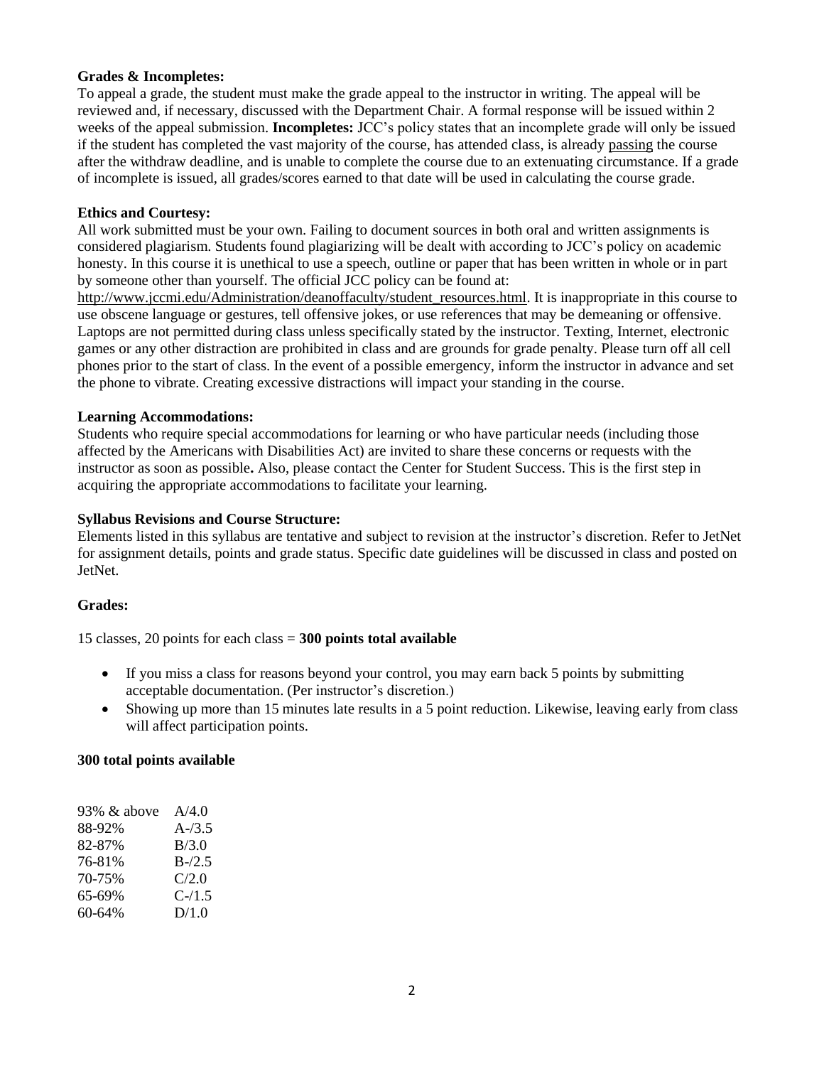**Grades & Incompletes:**
To appeal a grade, the student must make the grade appeal to the instructor in writing. The appeal will be reviewed and, if necessary, discussed with the Department Chair. A formal response will be issued within 2 weeks of the appeal submission. **Incompletes:** JCC's policy states that an incomplete grade will only be issued if the student has completed the vast majority of the course, has attended class, is already passing the course after the withdraw deadline, and is unable to complete the course due to an extenuating circumstance. If a grade of incomplete is issued, all grades/scores earned to that date will be used in calculating the course grade.

**Ethics and Courtesy:**
All work submitted must be your own. Failing to document sources in both oral and written assignments is considered plagiarism. Students found plagiarizing will be dealt with according to JCC's policy on academic honesty. In this course it is unethical to use a speech, outline or paper that has been written in whole or in part by someone other than yourself. The official JCC policy can be found at: http://www.jccmi.edu/Administration/deanoffaculty/student_resources.html. It is inappropriate in this course to use obscene language or gestures, tell offensive jokes, or use references that may be demeaning or offensive. Laptops are not permitted during class unless specifically stated by the instructor. Texting, Internet, electronic games or any other distraction are prohibited in class and are grounds for grade penalty. Please turn off all cell phones prior to the start of class. In the event of a possible emergency, inform the instructor in advance and set the phone to vibrate. Creating excessive distractions will impact your standing in the course.

**Learning Accommodations:**
Students who require special accommodations for learning or who have particular needs (including those affected by the Americans with Disabilities Act) are invited to share these concerns or requests with the instructor as soon as possible**.** Also, please contact the Center for Student Success. This is the first step in acquiring the appropriate accommodations to facilitate your learning.

**Syllabus Revisions and Course Structure:**
Elements listed in this syllabus are tentative and subject to revision at the instructor's discretion. Refer to JetNet for assignment details, points and grade status. Specific date guidelines will be discussed in class and posted on JetNet.

**Grades:**

15 classes, 20 points for each class = **300 points total available**

- If you miss a class for reasons beyond your control, you may earn back 5 points by submitting acceptable documentation. (Per instructor's discretion.)
- Showing up more than 15 minutes late results in a 5 point reduction. Likewise, leaving early from class will affect participation points.

**300 total points available**

| | |
|---|---|
| 93% & above | A/4.0 |
| 88-92% | A-/3.5 |
| 82-87% | B/3.0 |
| 76-81% | B-/2.5 |
| 70-75% | C/2.0 |
| 65-69% | C-/1.5 |
| 60-64% | D/1.0 |